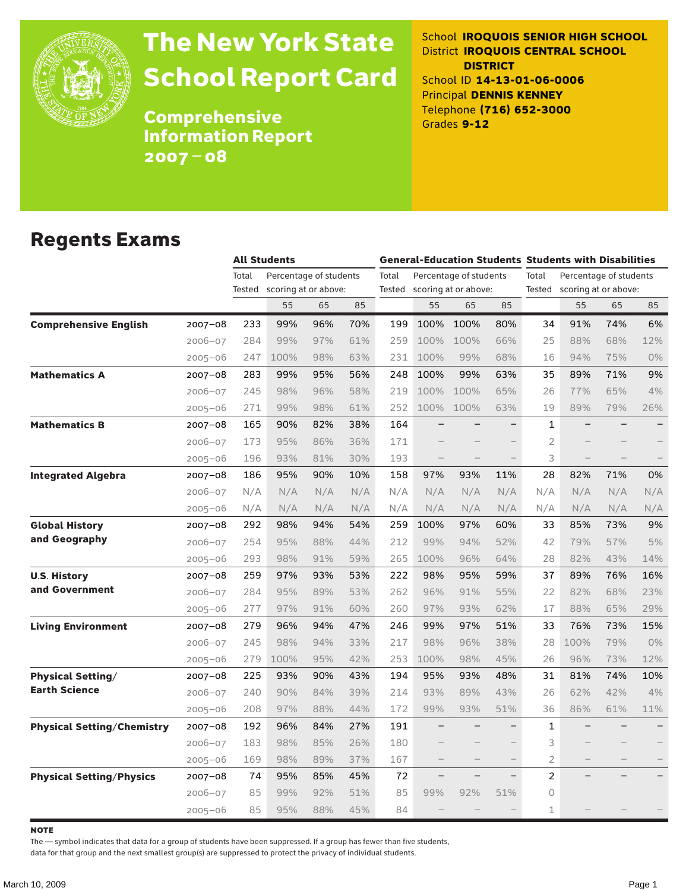# The New York State School Report Card

## Comprehensive Information Report 2007 – 08

School **IROQUOIS SENIOR HIGH SCHOOL**
District **IROQUOIS CENTRAL SCHOOL DISTRICT**
School ID **14-13-01-06-0006**
Principal **DENNIS KENNEY**
Telephone **(716) 652-3000**
Grades **9-12**

## Regents Exams

| | | All Students | | | | General-Education Students | | | | Students with Disabilities | | | |
|---|---|---|---|---|---|---|---|---|---|---|---|---|---|
| | | Total Tested | Percentage of students scoring at or above: | | | Total Tested | Percentage of students scoring at or above: | | | Total Tested | Percentage of students scoring at or above: | | |
| | | | 55 | 65 | 85 | | 55 | 65 | 85 | | 55 | 65 | 85 |
| **Comprehensive English** | 2007–08 | 233 | 99% | 96% | 70% | 199 | 100% | 100% | 80% | 34 | 91% | 74% | 6% |
| | 2006–07 | 284 | 99% | 97% | 61% | 259 | 100% | 100% | 66% | 25 | 88% | 68% | 12% |
| | 2005–06 | 247 | 100% | 98% | 63% | 231 | 100% | 99% | 68% | 16 | 94% | 75% | 0% |
| **Mathematics A** | 2007–08 | 283 | 99% | 95% | 56% | 248 | 100% | 99% | 63% | 35 | 89% | 71% | 9% |
| | 2006–07 | 245 | 98% | 96% | 58% | 219 | 100% | 100% | 65% | 26 | 77% | 65% | 4% |
| | 2005–06 | 271 | 99% | 98% | 61% | 252 | 100% | 100% | 63% | 19 | 89% | 79% | 26% |
| **Mathematics B** | 2007–08 | 165 | 90% | 82% | 38% | 164 | – | – | – | 1 | – | – | – |
| | 2006–07 | 173 | 95% | 86% | 36% | 171 | – | – | – | 2 | – | – | – |
| | 2005–06 | 196 | 93% | 81% | 30% | 193 | – | – | – | 3 | – | – | – |
| **Integrated Algebra** | 2007–08 | 186 | 95% | 90% | 10% | 158 | 97% | 93% | 11% | 28 | 82% | 71% | 0% |
| | 2006–07 | N/A | N/A | N/A | N/A | N/A | N/A | N/A | N/A | N/A | N/A | N/A | N/A |
| | 2005–06 | N/A | N/A | N/A | N/A | N/A | N/A | N/A | N/A | N/A | N/A | N/A | N/A |
| **Global History and Geography** | 2007–08 | 292 | 98% | 94% | 54% | 259 | 100% | 97% | 60% | 33 | 85% | 73% | 9% |
| | 2006–07 | 254 | 95% | 88% | 44% | 212 | 99% | 94% | 52% | 42 | 79% | 57% | 5% |
| | 2005–06 | 293 | 98% | 91% | 59% | 265 | 100% | 96% | 64% | 28 | 82% | 43% | 14% |
| **U.S. History and Government** | 2007–08 | 259 | 97% | 93% | 53% | 222 | 98% | 95% | 59% | 37 | 89% | 76% | 16% |
| | 2006–07 | 284 | 95% | 89% | 53% | 262 | 96% | 91% | 55% | 22 | 82% | 68% | 23% |
| | 2005–06 | 277 | 97% | 91% | 60% | 260 | 97% | 93% | 62% | 17 | 88% | 65% | 29% |
| **Living Environment** | 2007–08 | 279 | 96% | 94% | 47% | 246 | 99% | 97% | 51% | 33 | 76% | 73% | 15% |
| | 2006–07 | 245 | 98% | 94% | 33% | 217 | 98% | 96% | 38% | 28 | 100% | 79% | 0% |
| | 2005–06 | 279 | 100% | 95% | 42% | 253 | 100% | 98% | 45% | 26 | 96% | 73% | 12% |
| **Physical Setting/ Earth Science** | 2007–08 | 225 | 93% | 90% | 43% | 194 | 95% | 93% | 48% | 31 | 81% | 74% | 10% |
| | 2006–07 | 240 | 90% | 84% | 39% | 214 | 93% | 89% | 43% | 26 | 62% | 42% | 4% |
| | 2005–06 | 208 | 97% | 88% | 44% | 172 | 99% | 93% | 51% | 36 | 86% | 61% | 11% |
| **Physical Setting/Chemistry** | 2007–08 | 192 | 96% | 84% | 27% | 191 | – | – | – | 1 | – | – | – |
| | 2006–07 | 183 | 98% | 85% | 26% | 180 | – | – | – | 3 | – | – | – |
| | 2005–06 | 169 | 98% | 89% | 37% | 167 | – | – | – | 2 | – | – | – |
| **Physical Setting/Physics** | 2007–08 | 74 | 95% | 85% | 45% | 72 | – | – | – | 2 | – | – | – |
| | 2006–07 | 85 | 99% | 92% | 51% | 85 | 99% | 92% | 51% | 0 | | | |
| | 2005–06 | 85 | 95% | 88% | 45% | 84 | – | – | – | 1 | – | – | – |

**NOTE**

The — symbol indicates that data for a group of students have been suppressed. If a group has fewer than five students, data for that group and the next smallest group(s) are suppressed to protect the privacy of individual students.

March 10, 2009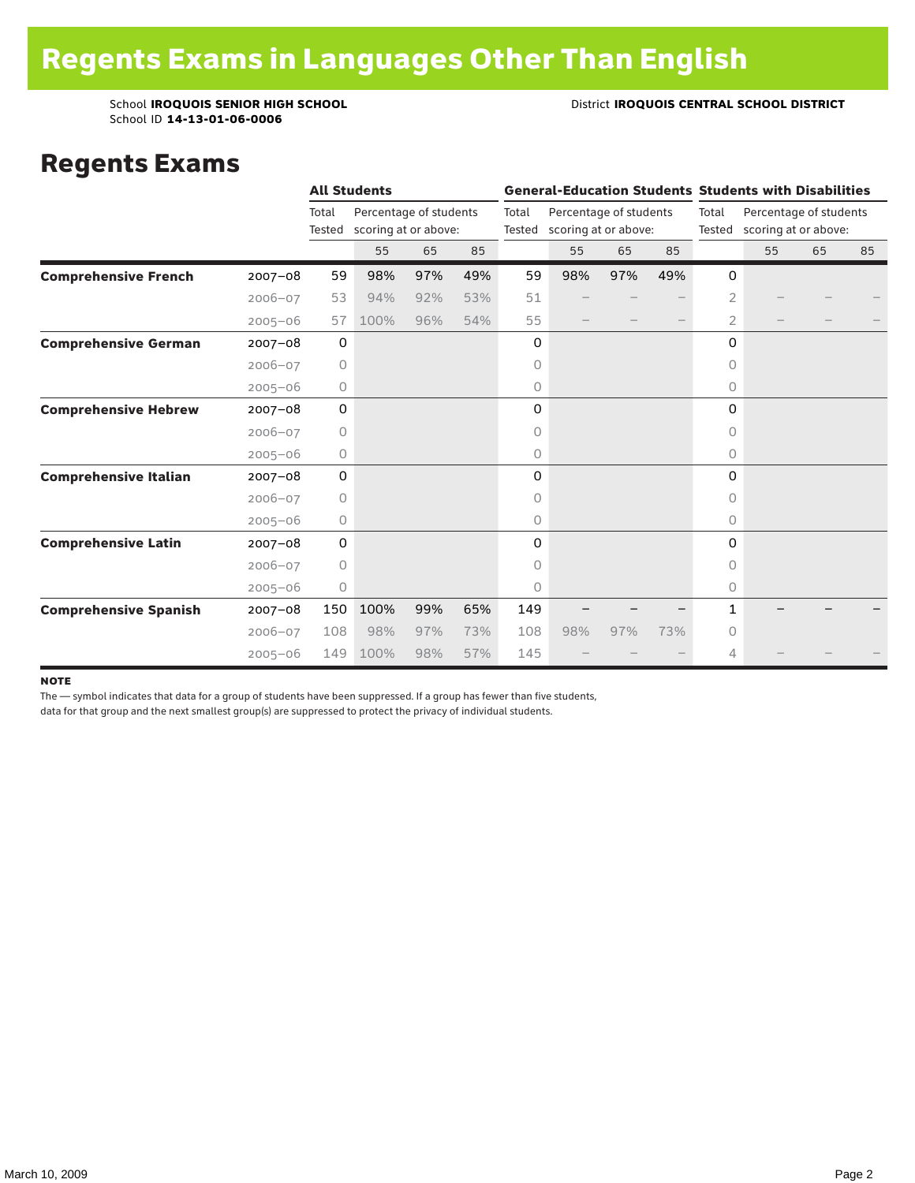# Regents Exams in Languages Other Than English

School **IROQUOIS SENIOR HIGH SCHOOL** District **IROQUOIS CENTRAL SCHOOL DISTRICT**
School ID **14-13-01-06-0006**

## Regents Exams

| | | All Students | | | | General-Education Students | | | | Students with Disabilities | | | |
|---|---|---|---|---|---|---|---|---|---|---|---|---|---|
| | | Total Tested | Percentage of students scoring at or above: | | | Total Tested | Percentage of students scoring at or above: | | | Total Tested | Percentage of students scoring at or above: | | |
| | | | 55 | 65 | 85 | | 55 | 65 | 85 | | 55 | 65 | 85 |
| **Comprehensive French** | 2007–08 | 59 | 98% | 97% | 49% | 59 | 98% | 97% | 49% | 0 | | | |
| | 2006–07 | 53 | 94% | 92% | 53% | 51 | – | – | – | 2 | – | – | – |
| | 2005–06 | 57 | 100% | 96% | 54% | 55 | – | – | – | 2 | – | – | – |
| **Comprehensive German** | 2007–08 | 0 | | | | 0 | | | | 0 | | | |
| | 2006–07 | 0 | | | | 0 | | | | 0 | | | |
| | 2005–06 | 0 | | | | 0 | | | | 0 | | | |
| **Comprehensive Hebrew** | 2007–08 | 0 | | | | 0 | | | | 0 | | | |
| | 2006–07 | 0 | | | | 0 | | | | 0 | | | |
| | 2005–06 | 0 | | | | 0 | | | | 0 | | | |
| **Comprehensive Italian** | 2007–08 | 0 | | | | 0 | | | | 0 | | | |
| | 2006–07 | 0 | | | | 0 | | | | 0 | | | |
| | 2005–06 | 0 | | | | 0 | | | | 0 | | | |
| **Comprehensive Latin** | 2007–08 | 0 | | | | 0 | | | | 0 | | | |
| | 2006–07 | 0 | | | | 0 | | | | 0 | | | |
| | 2005–06 | 0 | | | | 0 | | | | 0 | | | |
| **Comprehensive Spanish** | 2007–08 | 150 | 100% | 99% | 65% | 149 | – | – | – | 1 | – | – | – |
| | 2006–07 | 108 | 98% | 97% | 73% | 108 | 98% | 97% | 73% | 0 | | | |
| | 2005–06 | 149 | 100% | 98% | 57% | 145 | – | – | – | 4 | – | – | – |

**NOTE**
The — symbol indicates that data for a group of students have been suppressed. If a group has fewer than five students, data for that group and the next smallest group(s) are suppressed to protect the privacy of individual students.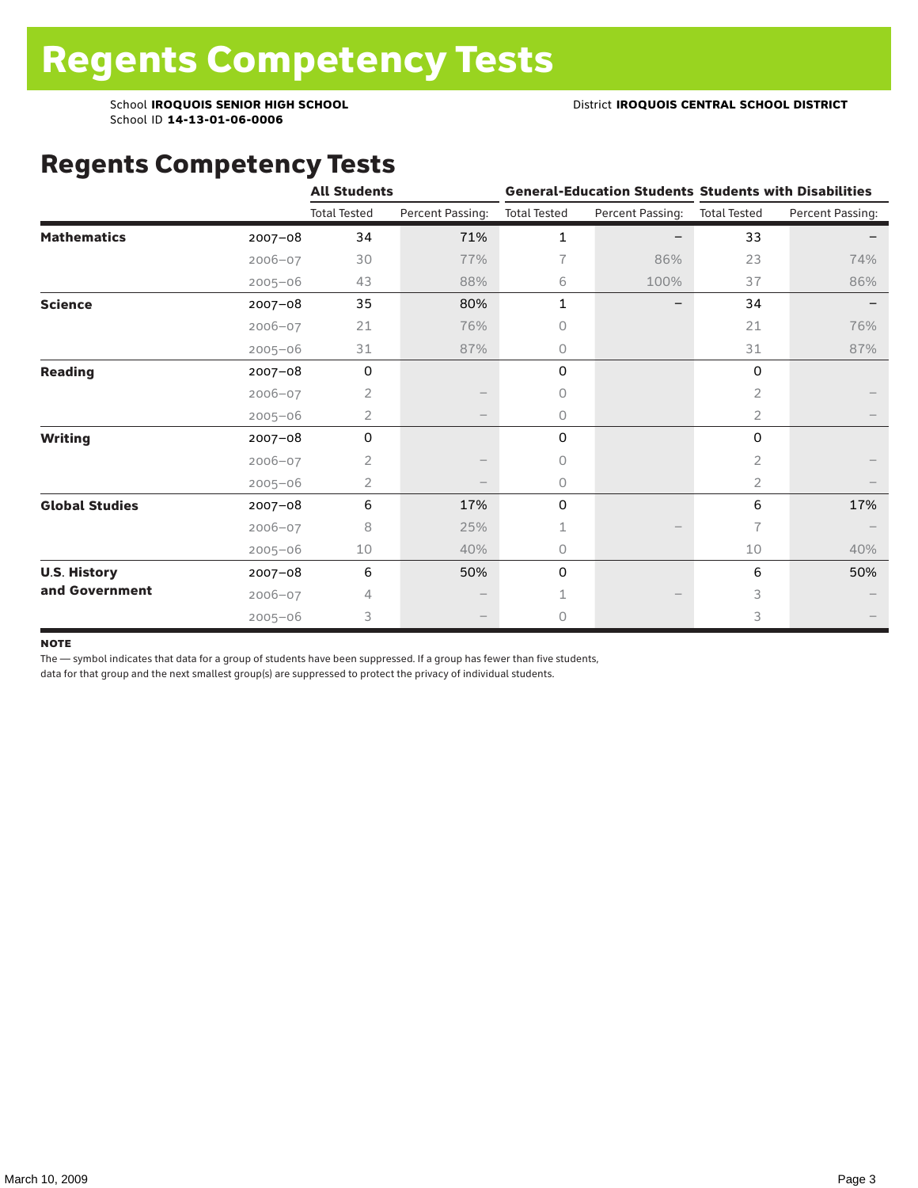# Regents Competency Tests

School **IROQUOIS SENIOR HIGH SCHOOL**
School ID **14-13-01-06-0006**

District **IROQUOIS CENTRAL SCHOOL DISTRICT**

## Regents Competency Tests

| | | All Students | | General-Education Students | | Students with Disabilities | |
|---|---|---|---|---|---|---|---|
| | | Total Tested | Percent Passing: | Total Tested | Percent Passing: | Total Tested | Percent Passing: |
| **Mathematics** | 2007–08 | 34 | 71% | 1 | – | 33 | – |
| | 2006–07 | 30 | 77% | 7 | 86% | 23 | 74% |
| | 2005–06 | 43 | 88% | 6 | 100% | 37 | 86% |
| **Science** | 2007–08 | 35 | 80% | 1 | – | 34 | – |
| | 2006–07 | 21 | 76% | 0 | | 21 | 76% |
| | 2005–06 | 31 | 87% | 0 | | 31 | 87% |
| **Reading** | 2007–08 | 0 | | 0 | | 0 | |
| | 2006–07 | 2 | – | 0 | | 2 | – |
| | 2005–06 | 2 | – | 0 | | 2 | – |
| **Writing** | 2007–08 | 0 | | 0 | | 0 | |
| | 2006–07 | 2 | – | 0 | | 2 | – |
| | 2005–06 | 2 | – | 0 | | 2 | – |
| **Global Studies** | 2007–08 | 6 | 17% | 0 | | 6 | 17% |
| | 2006–07 | 8 | 25% | 1 | – | 7 | – |
| | 2005–06 | 10 | 40% | 0 | | 10 | 40% |
| **U.S. History and Government** | 2007–08 | 6 | 50% | 0 | | 6 | 50% |
| | 2006–07 | 4 | – | 1 | – | 3 | – |
| | 2005–06 | 3 | – | 0 | | 3 | – |

**NOTE**

The — symbol indicates that data for a group of students have been suppressed. If a group has fewer than five students, data for that group and the next smallest group(s) are suppressed to protect the privacy of individual students.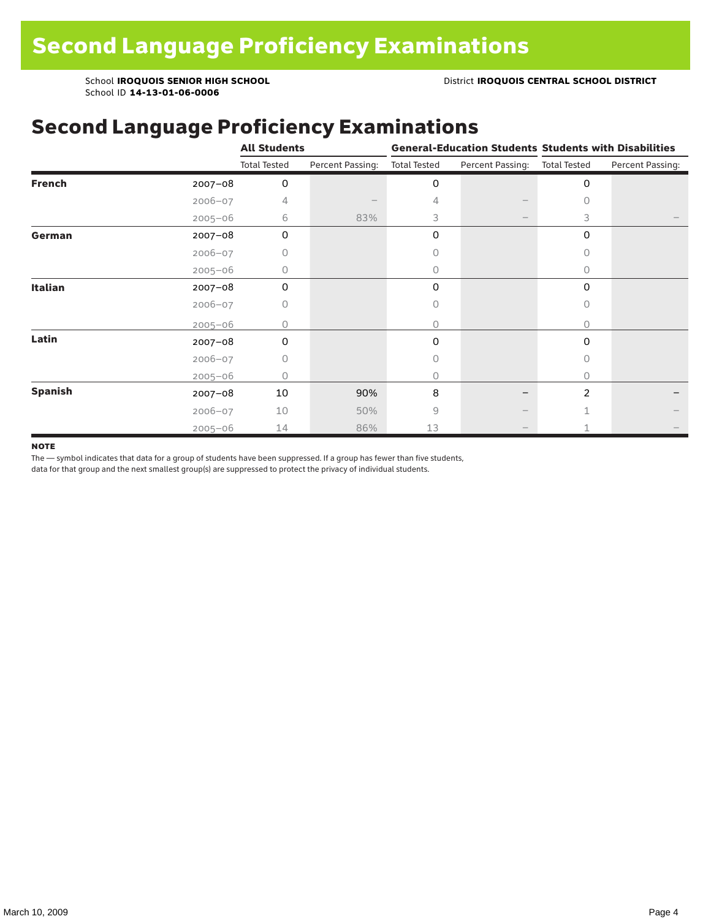# Second Language Proficiency Examinations

School **IROQUOIS SENIOR HIGH SCHOOL** District **IROQUOIS CENTRAL SCHOOL DISTRICT**
School ID **14-13-01-06-0006**

## Second Language Proficiency Examinations

| | | All Students | | General-Education Students | | Students with Disabilities | |
|---|---|---|---|---|---|---|---|
| | | Total Tested | Percent Passing: | Total Tested | Percent Passing: | Total Tested | Percent Passing: |
| **French** | 2007–08 | 0 | | 0 | | 0 | |
| | 2006–07 | 4 | – | 4 | – | 0 | |
| | 2005–06 | 6 | 83% | 3 | – | 3 | – |
| **German** | 2007–08 | 0 | | 0 | | 0 | |
| | 2006–07 | 0 | | 0 | | 0 | |
| | 2005–06 | 0 | | 0 | | 0 | |
| **Italian** | 2007–08 | 0 | | 0 | | 0 | |
| | 2006–07 | 0 | | 0 | | 0 | |
| | 2005–06 | 0 | | 0 | | 0 | |
| **Latin** | 2007–08 | 0 | | 0 | | 0 | |
| | 2006–07 | 0 | | 0 | | 0 | |
| | 2005–06 | 0 | | 0 | | 0 | |
| **Spanish** | 2007–08 | 10 | 90% | 8 | – | 2 | – |
| | 2006–07 | 10 | 50% | 9 | – | 1 | – |
| | 2005–06 | 14 | 86% | 13 | – | 1 | – |

**NOTE**

The — symbol indicates that data for a group of students have been suppressed. If a group has fewer than five students, data for that group and the next smallest group(s) are suppressed to protect the privacy of individual students.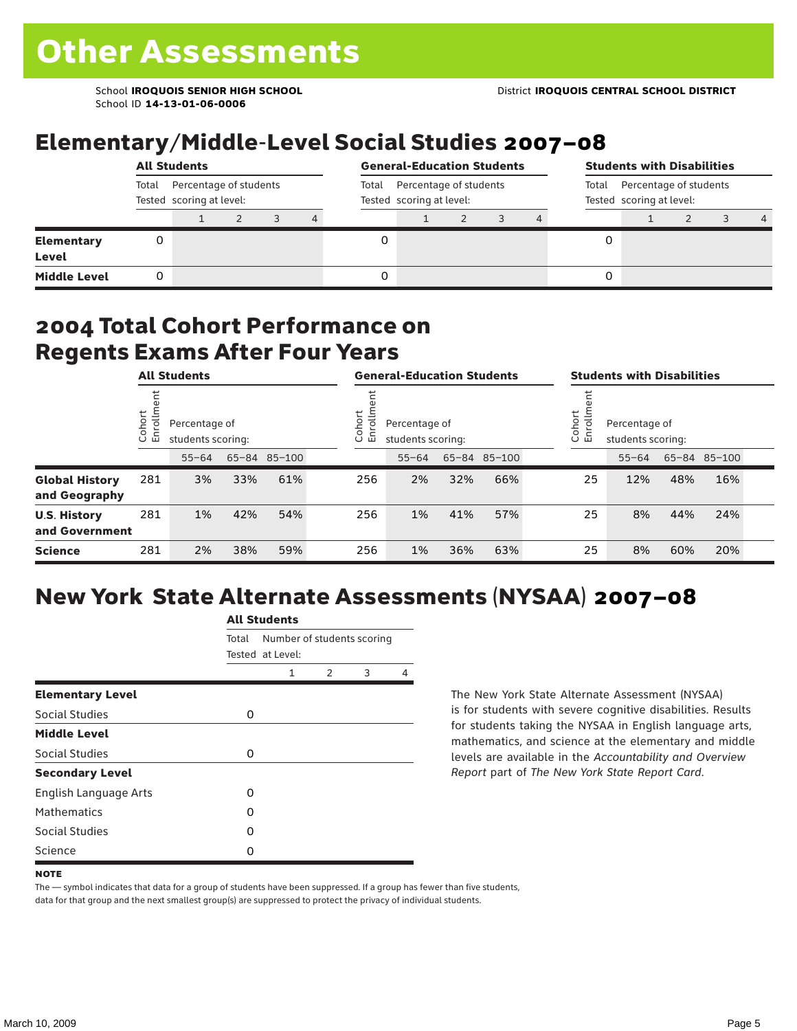# Other Assessments

School **IROQUOIS SENIOR HIGH SCHOOL**
School ID **14-13-01-06-0006**

District **IROQUOIS CENTRAL SCHOOL DISTRICT**

## Elementary/Middle-Level Social Studies 2007–08

| | All Students | | | | | General-Education Students | | | | | Students with Disabilities | | | | |
|---|---|---|---|---|---|---|---|---|---|---|---|---|---|---|---|
| | Total Tested | Percentage of students scoring at level: | | | | Total Tested | Percentage of students scoring at level: | | | | Total Tested | Percentage of students scoring at level: | | | |
| | | 1 | 2 | 3 | 4 | | 1 | 2 | 3 | 4 | | 1 | 2 | 3 | 4 |
| **Elementary Level** | 0 | | | | | 0 | | | | | 0 | | | | |
| **Middle Level** | 0 | | | | | 0 | | | | | 0 | | | | |

## 2004 Total Cohort Performance on Regents Exams After Four Years

| | All Students | | | | General-Education Students | | | | Students with Disabilities | | | |
|---|---|---|---|---|---|---|---|---|---|---|---|---|
| | Cohort Enrollment | Percentage of students scoring: | | | Cohort Enrollment | Percentage of students scoring: | | | Cohort Enrollment | Percentage of students scoring: | | |
| | | 55–64 | 65–84 | 85–100 | | 55–64 | 65–84 | 85–100 | | 55–64 | 65–84 | 85–100 |
| **Global History and Geography** | 281 | 3% | 33% | 61% | 256 | 2% | 32% | 66% | 25 | 12% | 48% | 16% |
| **U.S. History and Government** | 281 | 1% | 42% | 54% | 256 | 1% | 41% | 57% | 25 | 8% | 44% | 24% |
| **Science** | 281 | 2% | 38% | 59% | 256 | 1% | 36% | 63% | 25 | 8% | 60% | 20% |

## New York State Alternate Assessments (NYSAA) 2007–08

| | All Students | | | | |
|---|---|---|---|---|---|
| | Total Tested | Number of students scoring at Level: | | | |
| | | 1 | 2 | 3 | 4 |
| **Elementary Level** | | | | | |
| Social Studies | 0 | | | | |
| **Middle Level** | | | | | |
| Social Studies | 0 | | | | |
| **Secondary Level** | | | | | |
| English Language Arts | 0 | | | | |
| Mathematics | 0 | | | | |
| Social Studies | 0 | | | | |
| Science | 0 | | | | |

The New York State Alternate Assessment (NYSAA) is for students with severe cognitive disabilities. Results for students taking the NYSAA in English language arts, mathematics, and science at the elementary and middle levels are available in the *Accountability and Overview Report* part of *The New York State Report Card*.

**NOTE**

The — symbol indicates that data for a group of students have been suppressed. If a group has fewer than five students, data for that group and the next smallest group(s) are suppressed to protect the privacy of individual students.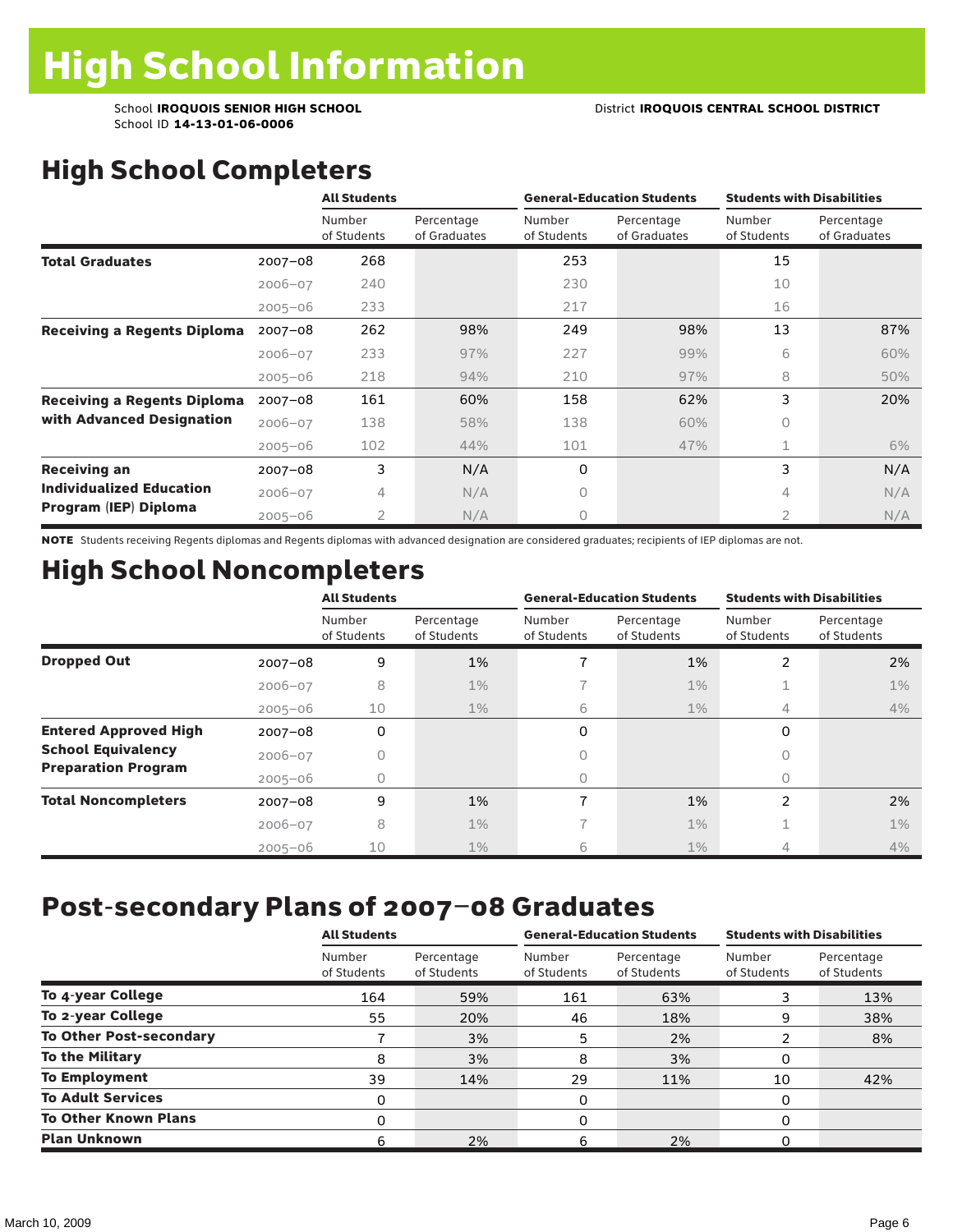# High School Information

School **IROQUOIS SENIOR HIGH SCHOOL** District **IROQUOIS CENTRAL SCHOOL DISTRICT**
School ID **14-13-01-06-0006**

## High School Completers

| | | All Students | | General-Education Students | | Students with Disabilities | |
|---|---|---|---|---|---|---|---|
| | | Number of Students | Percentage of Graduates | Number of Students | Percentage of Graduates | Number of Students | Percentage of Graduates |
| **Total Graduates** | 2007–08 | 268 | | 253 | | 15 | |
| | 2006–07 | 240 | | 230 | | 10 | |
| | 2005–06 | 233 | | 217 | | 16 | |
| **Receiving a Regents Diploma** | 2007–08 | 262 | 98% | 249 | 98% | 13 | 87% |
| | 2006–07 | 233 | 97% | 227 | 99% | 6 | 60% |
| | 2005–06 | 218 | 94% | 210 | 97% | 8 | 50% |
| **Receiving a Regents Diploma with Advanced Designation** | 2007–08 | 161 | 60% | 158 | 62% | 3 | 20% |
| | 2006–07 | 138 | 58% | 138 | 60% | 0 | |
| | 2005–06 | 102 | 44% | 101 | 47% | 1 | 6% |
| **Receiving an Individualized Education Program (IEP) Diploma** | 2007–08 | 3 | N/A | 0 | | 3 | N/A |
| | 2006–07 | 4 | N/A | 0 | | 4 | N/A |
| | 2005–06 | 2 | N/A | 0 | | 2 | N/A |

**NOTE** Students receiving Regents diplomas and Regents diplomas with advanced designation are considered graduates; recipients of IEP diplomas are not.

## High School Noncompleters

| | | All Students | | General-Education Students | | Students with Disabilities | |
|---|---|---|---|---|---|---|---|
| | | Number of Students | Percentage of Students | Number of Students | Percentage of Students | Number of Students | Percentage of Students |
| **Dropped Out** | 2007–08 | 9 | 1% | 7 | 1% | 2 | 2% |
| | 2006–07 | 8 | 1% | 7 | 1% | 1 | 1% |
| | 2005–06 | 10 | 1% | 6 | 1% | 4 | 4% |
| **Entered Approved High School Equivalency Preparation Program** | 2007–08 | 0 | | 0 | | 0 | |
| | 2006–07 | 0 | | 0 | | 0 | |
| | 2005–06 | 0 | | 0 | | 0 | |
| **Total Noncompleters** | 2007–08 | 9 | 1% | 7 | 1% | 2 | 2% |
| | 2006–07 | 8 | 1% | 7 | 1% | 1 | 1% |
| | 2005–06 | 10 | 1% | 6 | 1% | 4 | 4% |

## Post-secondary Plans of 2007–08 Graduates

| | All Students | | General-Education Students | | Students with Disabilities | |
|---|---|---|---|---|---|---|
| | Number of Students | Percentage of Students | Number of Students | Percentage of Students | Number of Students | Percentage of Students |
| **To 4-year College** | 164 | 59% | 161 | 63% | 3 | 13% |
| **To 2-year College** | 55 | 20% | 46 | 18% | 9 | 38% |
| **To Other Post-secondary** | 7 | 3% | 5 | 2% | 2 | 8% |
| **To the Military** | 8 | 3% | 8 | 3% | 0 | |
| **To Employment** | 39 | 14% | 29 | 11% | 10 | 42% |
| **To Adult Services** | 0 | | 0 | | 0 | |
| **To Other Known Plans** | 0 | | 0 | | 0 | |
| **Plan Unknown** | 6 | 2% | 6 | 2% | 0 | |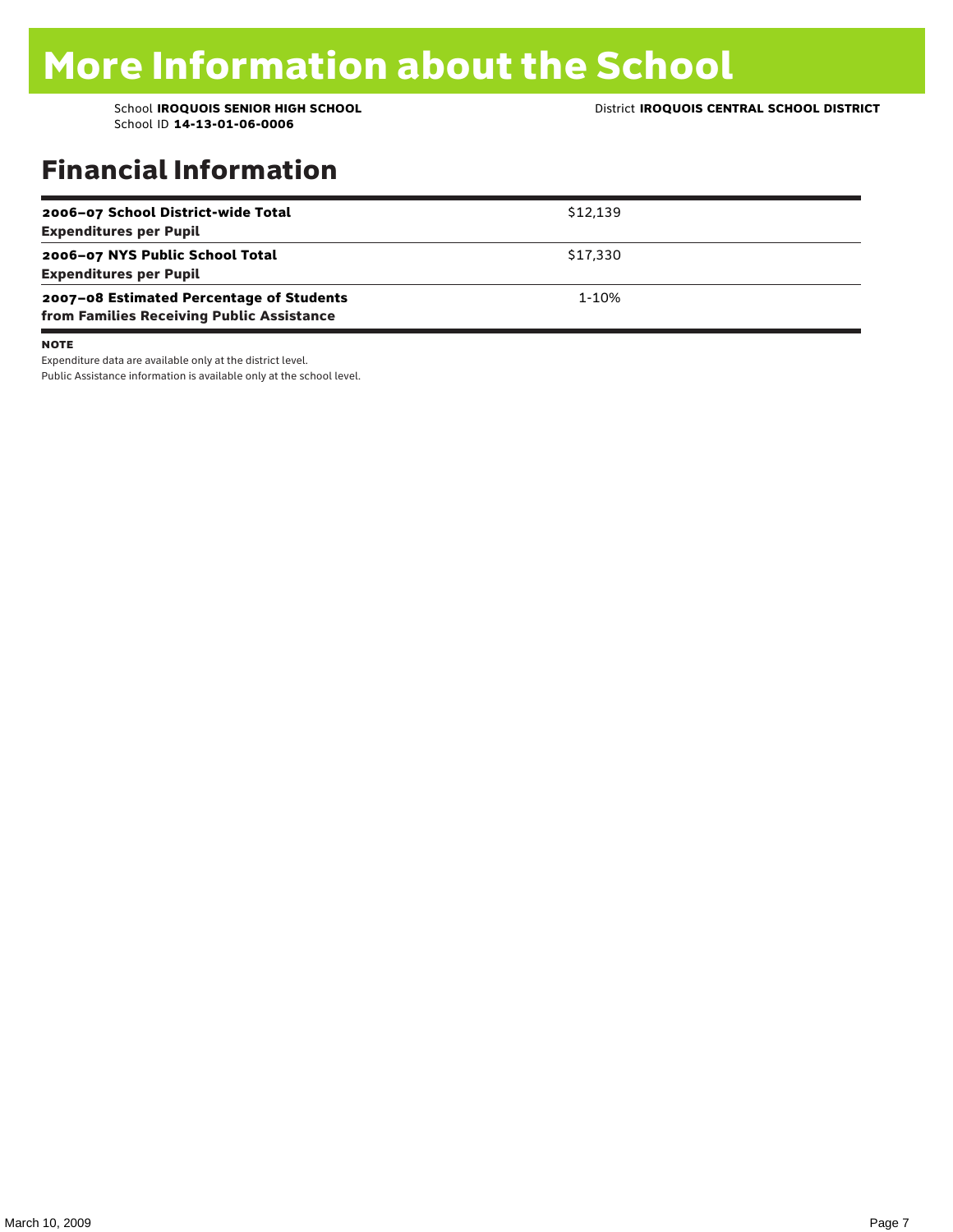# More Information about the School

School **IROQUOIS SENIOR HIGH SCHOOL**
School ID **14-13-01-06-0006**

District **IROQUOIS CENTRAL SCHOOL DISTRICT**

## Financial Information

| | |
|---|---|
| **2006–07 School District-wide Total Expenditures per Pupil** | $12,139 |
| **2006–07 NYS Public School Total Expenditures per Pupil** | $17,330 |
| **2007–08 Estimated Percentage of Students from Families Receiving Public Assistance** | 1-10% |

**NOTE**

Expenditure data are available only at the district level.

Public Assistance information is available only at the school level.